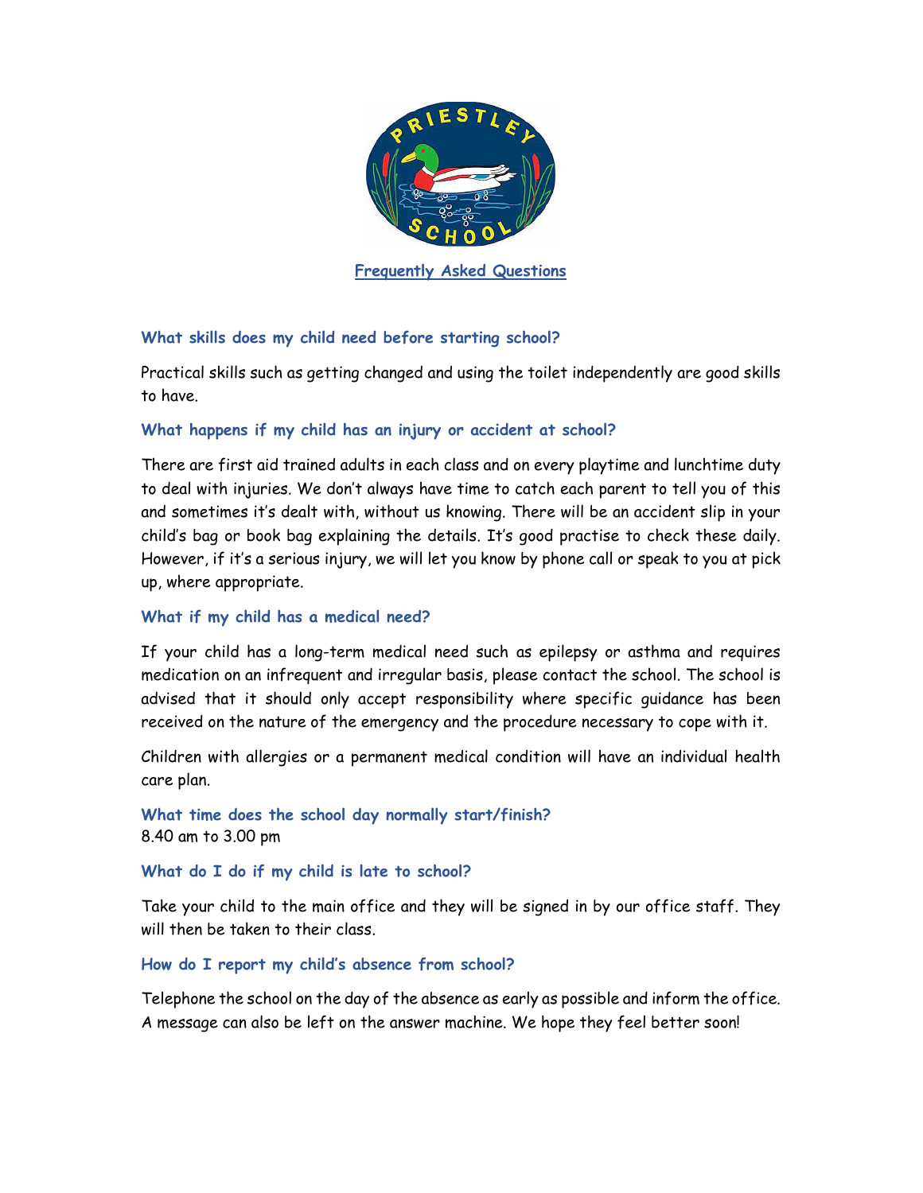# Frequently Asked Questions

### What skills does my child need before starting school?

Practical skills such as getting changed and using the toilet independently are good skills to have.

### What happens if my child has an injury or accident at school?

There are first aid trained adults in each class and on every playtime and lunchtime duty to deal with injuries. We don't always have time to catch each parent to tell you of this and sometimes it's dealt with, without us knowing. There will be an accident slip in your child's bag or book bag explaining the details. It's good practise to check these daily. However, if it's a serious injury, we will let you know by phone call or speak to you at pick up, where appropriate.

### What if my child has a medical need?

If your child has a long-term medical need such as epilepsy or asthma and requires medication on an infrequent and irregular basis, please contact the school. The school is advised that it should only accept responsibility where specific guidance has been received on the nature of the emergency and the procedure necessary to cope with it.

Children with allergies or a permanent medical condition will have an individual health care plan.

### What time does the school day normally start/finish?

8.40 am to 3.00 pm

### What do I do if my child is late to school?

Take your child to the main office and they will be signed in by our office staff. They will then be taken to their class.

### How do I report my child's absence from school?

Telephone the school on the day of the absence as early as possible and inform the office. A message can also be left on the answer machine. We hope they feel better soon!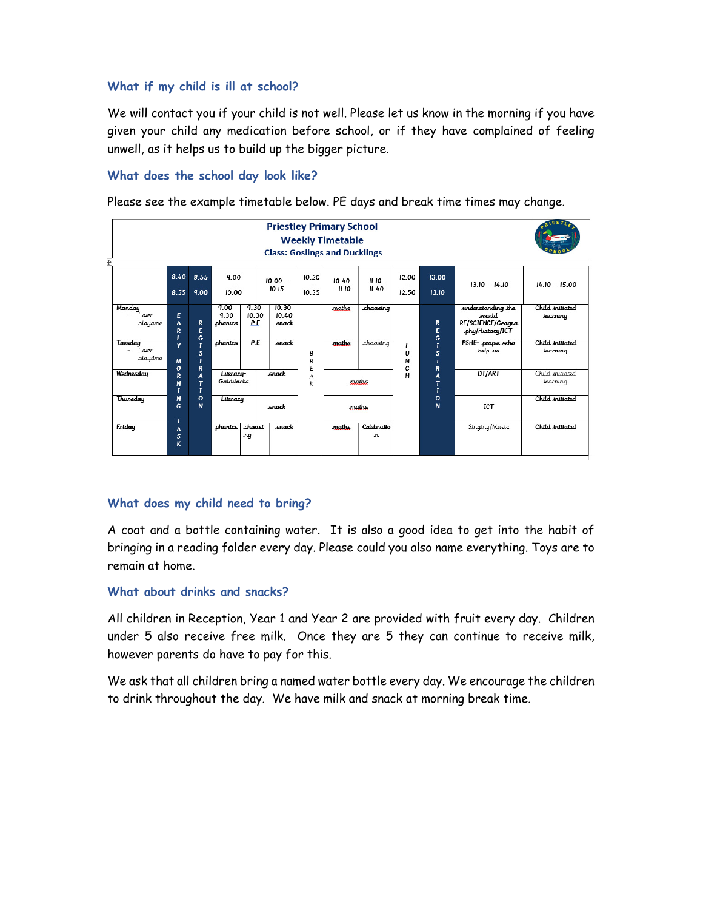### What if my child is ill at school?

We will contact you if your child is not well. Please let us know in the morning if you have given your child any medication before school, or if they have complained of feeling unwell, as it helps us to build up the bigger picture.

### What does the school day look like?

Please see the example timetable below. PE days and break time times may change.

**Priestley Primary School**
**Weekly Timetable**
**Class: Goslings and Ducklings**

| | 8.40 – 8.55 | 8.55 – 9.00 | 9.00 – 10.00 | | 10.00 – 10.15 | 10.20 – 10.35 | 10.40 – 11.10 | 11.10–11.40 | 12.00 – 12.50 | 13.00 – 13.10 | 13.10 – 14.10 | 14.10 – 15.00 |
|---|---|---|---|---|---|---|---|---|---|---|---|---|
| Monday - Later playtime | EARLY MORNING TASK | REGISTRATION | 9.00–9.30 phonics | 9.30–10.30 P.E | 10.30–10.40 snack | BREAK | maths | choosing | LUNCH | REGISTRATION | understanding the world RE/SCIENCE/Geography/History/ICT | Child initiated learning |
| Tuesday - Later playtime | | | phonics | P.E | snack | | maths | choosing | | | PSHE- people who help us | Child initiated learning |
| Wednesday | | | Literacy- Goldilocks | | snack | | maths | | | | DT/ART | Child initiated learning |
| Thursday | | | Literacy- | | snack | | maths | | | | ICT | Child initiated |
| Friday | | | phonics | choosing | snack | | maths | Celebration | | | Singing/Music | Child initiated |

### What does my child need to bring?

A coat and a bottle containing water. It is also a good idea to get into the habit of bringing in a reading folder every day. Please could you also name everything. Toys are to remain at home.

### What about drinks and snacks?

All children in Reception, Year 1 and Year 2 are provided with fruit every day. Children under 5 also receive free milk. Once they are 5 they can continue to receive milk, however parents do have to pay for this.

We ask that all children bring a named water bottle every day. We encourage the children to drink throughout the day. We have milk and snack at morning break time.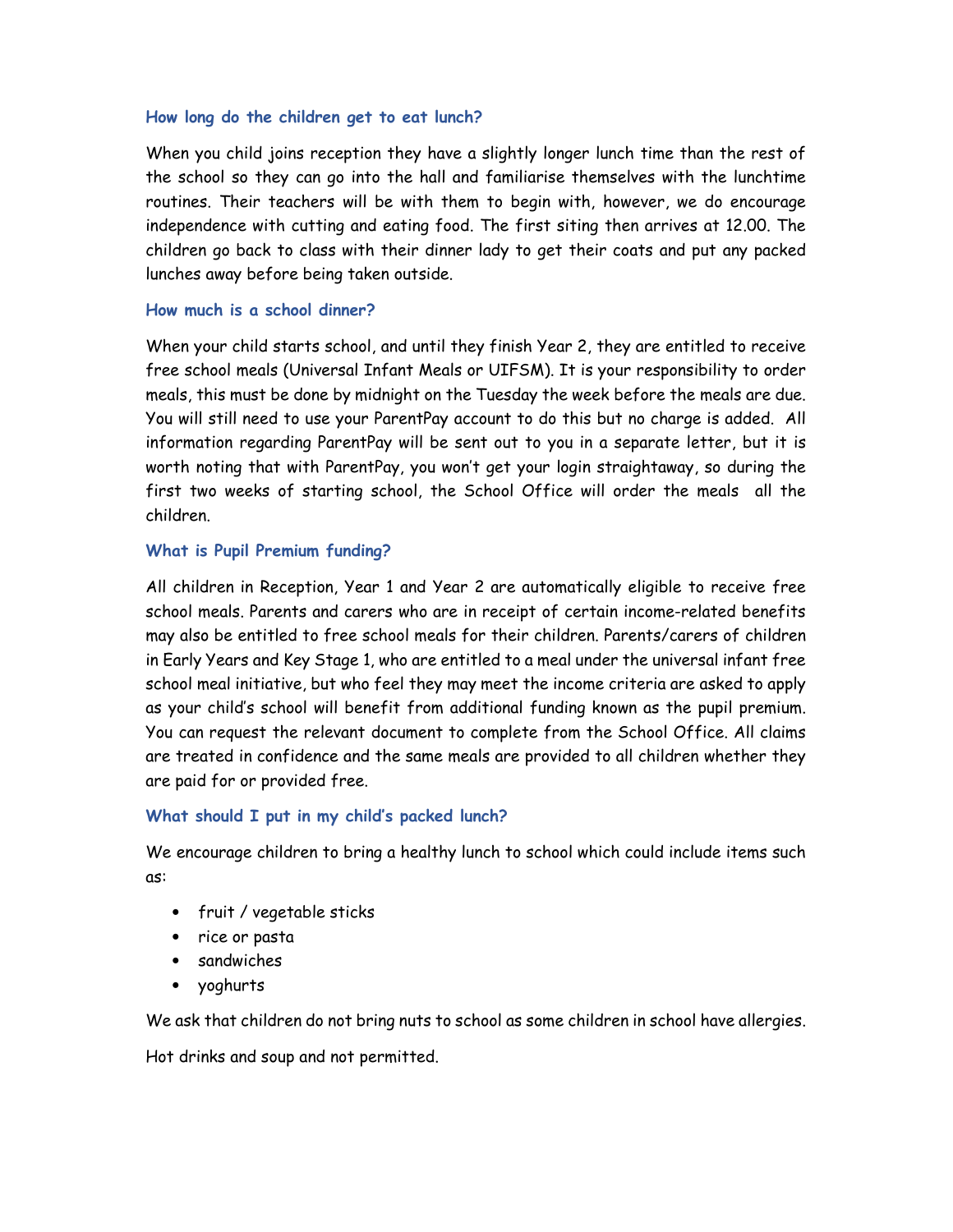### How long do the children get to eat lunch?

When you child joins reception they have a slightly longer lunch time than the rest of the school so they can go into the hall and familiarise themselves with the lunchtime routines. Their teachers will be with them to begin with, however, we do encourage independence with cutting and eating food. The first siting then arrives at 12.00. The children go back to class with their dinner lady to get their coats and put any packed lunches away before being taken outside.

### How much is a school dinner?

When your child starts school, and until they finish Year 2, they are entitled to receive free school meals (Universal Infant Meals or UIFSM). It is your responsibility to order meals, this must be done by midnight on the Tuesday the week before the meals are due. You will still need to use your ParentPay account to do this but no charge is added. All information regarding ParentPay will be sent out to you in a separate letter, but it is worth noting that with ParentPay, you won't get your login straightaway, so during the first two weeks of starting school, the School Office will order the meals all the children.

### What is Pupil Premium funding?

All children in Reception, Year 1 and Year 2 are automatically eligible to receive free school meals. Parents and carers who are in receipt of certain income-related benefits may also be entitled to free school meals for their children. Parents/carers of children in Early Years and Key Stage 1, who are entitled to a meal under the universal infant free school meal initiative, but who feel they may meet the income criteria are asked to apply as your child's school will benefit from additional funding known as the pupil premium. You can request the relevant document to complete from the School Office. All claims are treated in confidence and the same meals are provided to all children whether they are paid for or provided free.

### What should I put in my child's packed lunch?

We encourage children to bring a healthy lunch to school which could include items such as:

- fruit / vegetable sticks
- rice or pasta
- sandwiches
- yoghurts

We ask that children do not bring nuts to school as some children in school have allergies.

Hot drinks and soup and not permitted.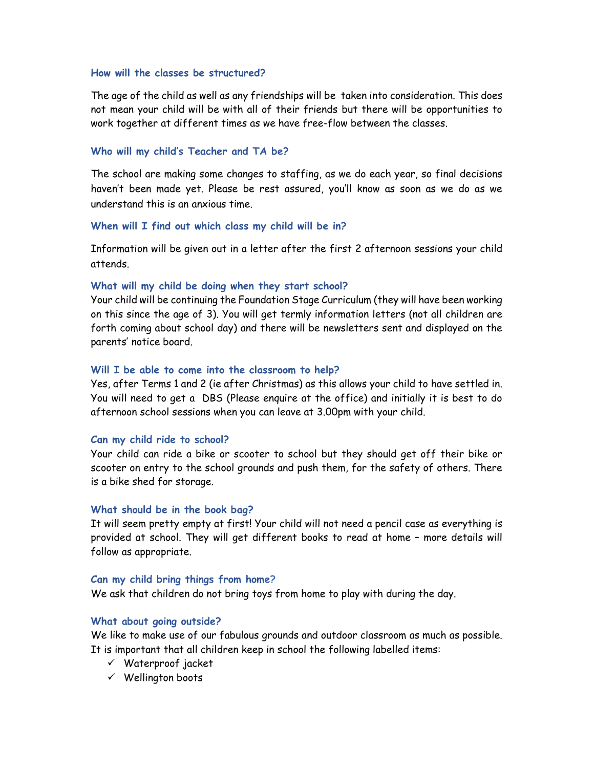### How will the classes be structured?

The age of the child as well as any friendships will be taken into consideration. This does not mean your child will be with all of their friends but there will be opportunities to work together at different times as we have free-flow between the classes.

### Who will my child's Teacher and TA be?

The school are making some changes to staffing, as we do each year, so final decisions haven't been made yet. Please be rest assured, you'll know as soon as we do as we understand this is an anxious time.

### When will I find out which class my child will be in?

Information will be given out in a letter after the first 2 afternoon sessions your child attends.

### What will my child be doing when they start school?

Your child will be continuing the Foundation Stage Curriculum (they will have been working on this since the age of 3). You will get termly information letters (not all children are forth coming about school day) and there will be newsletters sent and displayed on the parents' notice board.

### Will I be able to come into the classroom to help?

Yes, after Terms 1 and 2 (ie after Christmas) as this allows your child to have settled in. You will need to get a DBS (Please enquire at the office) and initially it is best to do afternoon school sessions when you can leave at 3.00pm with your child.

### Can my child ride to school?

Your child can ride a bike or scooter to school but they should get off their bike or scooter on entry to the school grounds and push them, for the safety of others. There is a bike shed for storage.

### What should be in the book bag?

It will seem pretty empty at first! Your child will not need a pencil case as everything is provided at school. They will get different books to read at home – more details will follow as appropriate.

### Can my child bring things from home?

We ask that children do not bring toys from home to play with during the day.

### What about going outside?

We like to make use of our fabulous grounds and outdoor classroom as much as possible. It is important that all children keep in school the following labelled items:

- ✓ Waterproof jacket
- ✓ Wellington boots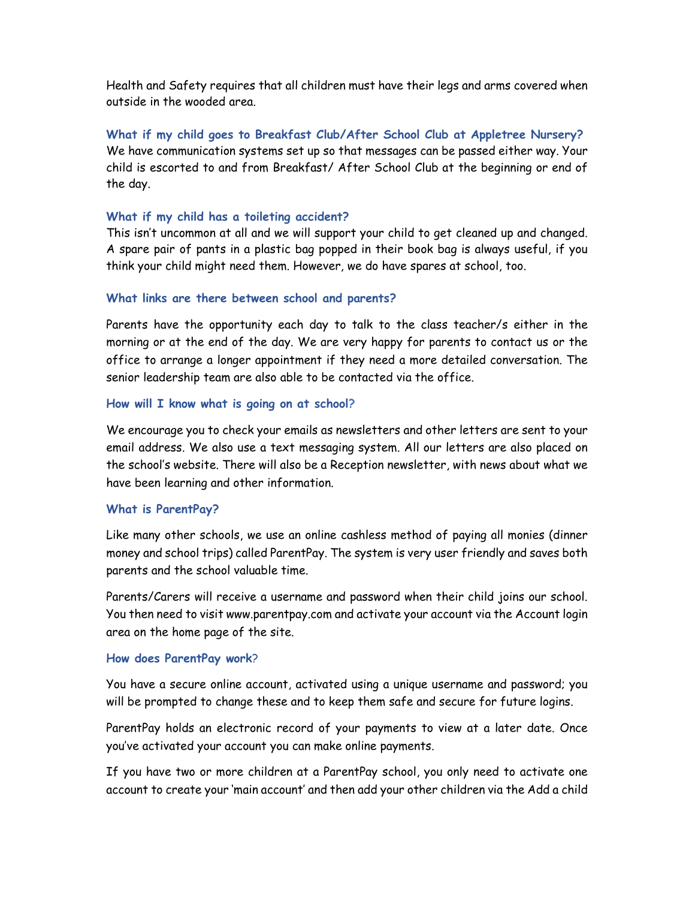Health and Safety requires that all children must have their legs and arms covered when outside in the wooded area.

### What if my child goes to Breakfast Club/After School Club at Appletree Nursery?

We have communication systems set up so that messages can be passed either way. Your child is escorted to and from Breakfast/ After School Club at the beginning or end of the day.

### What if my child has a toileting accident?

This isn't uncommon at all and we will support your child to get cleaned up and changed. A spare pair of pants in a plastic bag popped in their book bag is always useful, if you think your child might need them. However, we do have spares at school, too.

### What links are there between school and parents?

Parents have the opportunity each day to talk to the class teacher/s either in the morning or at the end of the day. We are very happy for parents to contact us or the office to arrange a longer appointment if they need a more detailed conversation. The senior leadership team are also able to be contacted via the office.

### How will I know what is going on at school?

We encourage you to check your emails as newsletters and other letters are sent to your email address. We also use a text messaging system. All our letters are also placed on the school's website. There will also be a Reception newsletter, with news about what we have been learning and other information.

### What is ParentPay?

Like many other schools, we use an online cashless method of paying all monies (dinner money and school trips) called ParentPay. The system is very user friendly and saves both parents and the school valuable time.

Parents/Carers will receive a username and password when their child joins our school. You then need to visit www.parentpay.com and activate your account via the Account login area on the home page of the site.

### How does ParentPay work?

You have a secure online account, activated using a unique username and password; you will be prompted to change these and to keep them safe and secure for future logins.

ParentPay holds an electronic record of your payments to view at a later date. Once you've activated your account you can make online payments.

If you have two or more children at a ParentPay school, you only need to activate one account to create your 'main account' and then add your other children via the Add a child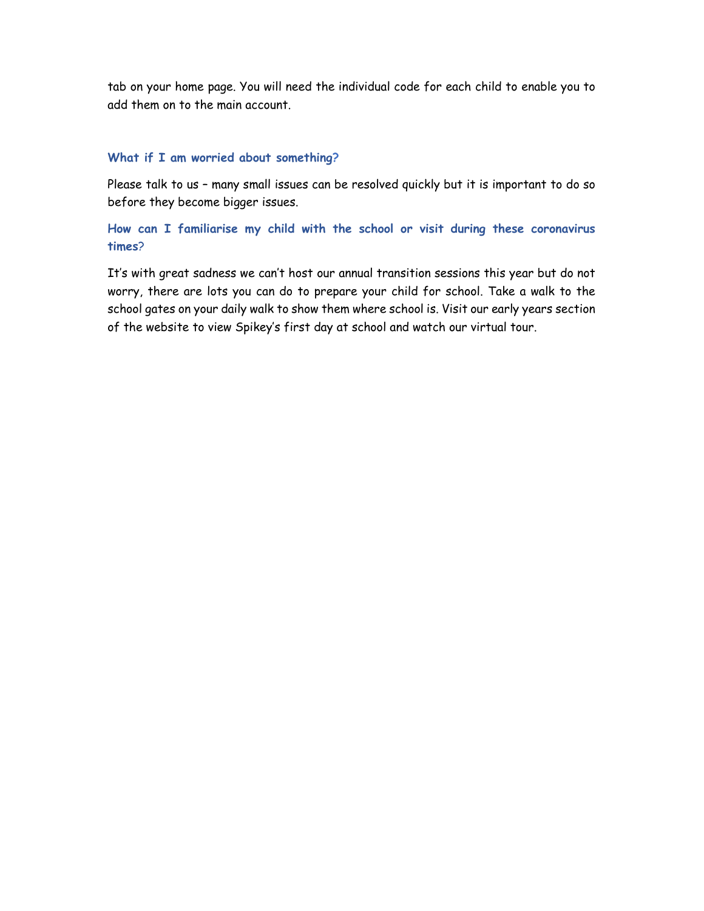tab on your home page. You will need the individual code for each child to enable you to add them on to the main account.

### What if I am worried about something?

Please talk to us – many small issues can be resolved quickly but it is important to do so before they become bigger issues.

### How can I familiarise my child with the school or visit during these coronavirus times?

It's with great sadness we can't host our annual transition sessions this year but do not worry, there are lots you can do to prepare your child for school. Take a walk to the school gates on your daily walk to show them where school is. Visit our early years section of the website to view Spikey's first day at school and watch our virtual tour.